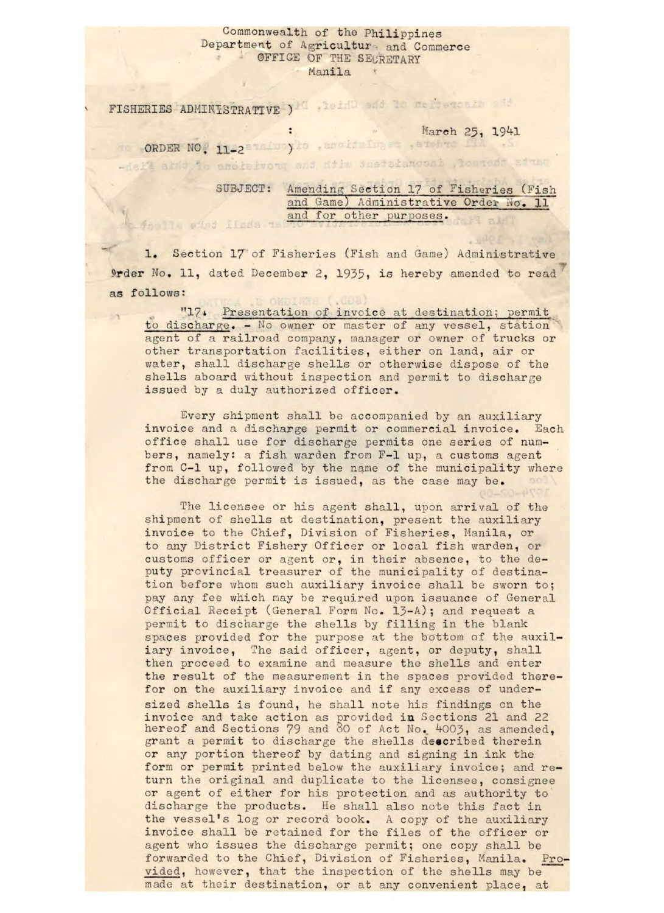Commonwealth of the Philippines
Department of Agriculture and Commerce
OFFICE OF THE SECRETARY
Manila

FISHERIES ADMINISTRATIVE )
:
ORDER NO. 11-2 )

March 25, 1941

SUBJECT: Amending Section 17 of Fisheries (Fish and Game) Administrative Order No. 11 and for other purposes.

1. Section 17 of Fisheries (Fish and Game) Administrative Order No. 11, dated December 2, 1935, is hereby amended to read as follows:

"17. Presentation of invoice at destination; permit to discharge. - No owner or master of any vessel, station agent of a railroad company, manager or owner of trucks or other transportation facilities, either on land, air or water, shall discharge shells or otherwise dispose of the shells aboard without inspection and permit to discharge issued by a duly authorized officer.

Every shipment shall be accompanied by an auxiliary invoice and a discharge permit or commercial invoice. Each office shall use for discharge permits one series of numbers, namely: a fish warden from F-1 up, a customs agent from C-1 up, followed by the name of the municipality where the discharge permit is issued, as the case may be.

The licensee or his agent shall, upon arrival of the shipment of shells at destination, present the auxiliary invoice to the Chief, Division of Fisheries, Manila, or to any District Fishery Officer or local fish warden, or customs officer or agent or, in their absence, to the deputy provincial treasurer of the municipality of destination before whom such auxiliary invoice shall be sworn to; pay any fee which may be required upon issuance of General Official Receipt (General Form No. 13-A); and request a permit to discharge the shells by filling in the blank spaces provided for the purpose at the bottom of the auxiliary invoice, The said officer, agent, or deputy, shall then proceed to examine and measure the shells and enter the result of the measurement in the spaces provided therefor on the auxiliary invoice and if any excess of undersized shells is found, he shall note his findings on the invoice and take action as provided in Sections 21 and 22 hereof and Sections 79 and 80 of Act No. 4003, as amended, grant a permit to discharge the shells described therein or any portion thereof by dating and signing in ink the form or permit printed below the auxiliary invoice; and return the original and duplicate to the licensee, consignee or agent of either for his protection and as authority to discharge the products. He shall also note this fact in the vessel's log or record book. A copy of the auxiliary invoice shall be retained for the files of the officer or agent who issues the discharge permit; one copy shall be forwarded to the Chief, Division of Fisheries, Manila. Provided, however, that the inspection of the shells may be made at their destination, or at any convenient place, at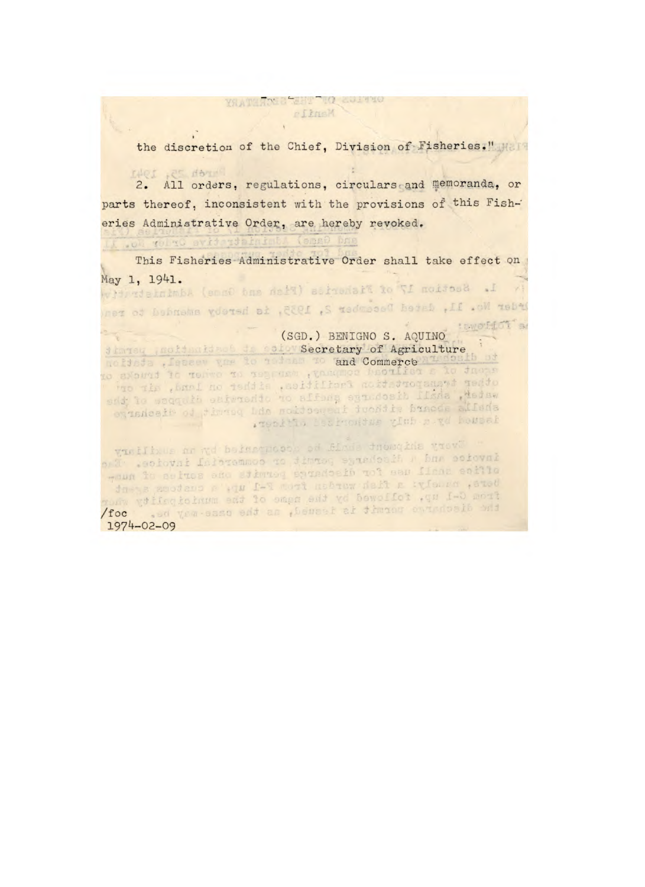the discretion of the Chief, Division of Fisheries."

2. All orders, regulations, circulars and memoranda, or parts thereof, inconsistent with the provisions of this Fisheries Administrative Order, are hereby revoked.

This Fisheries Administrative Order shall take effect on May 1, 1941.

(SGD.) BENIGNO S. AQUINO
Secretary of Agriculture
and Commerce

/foc
1974-02-09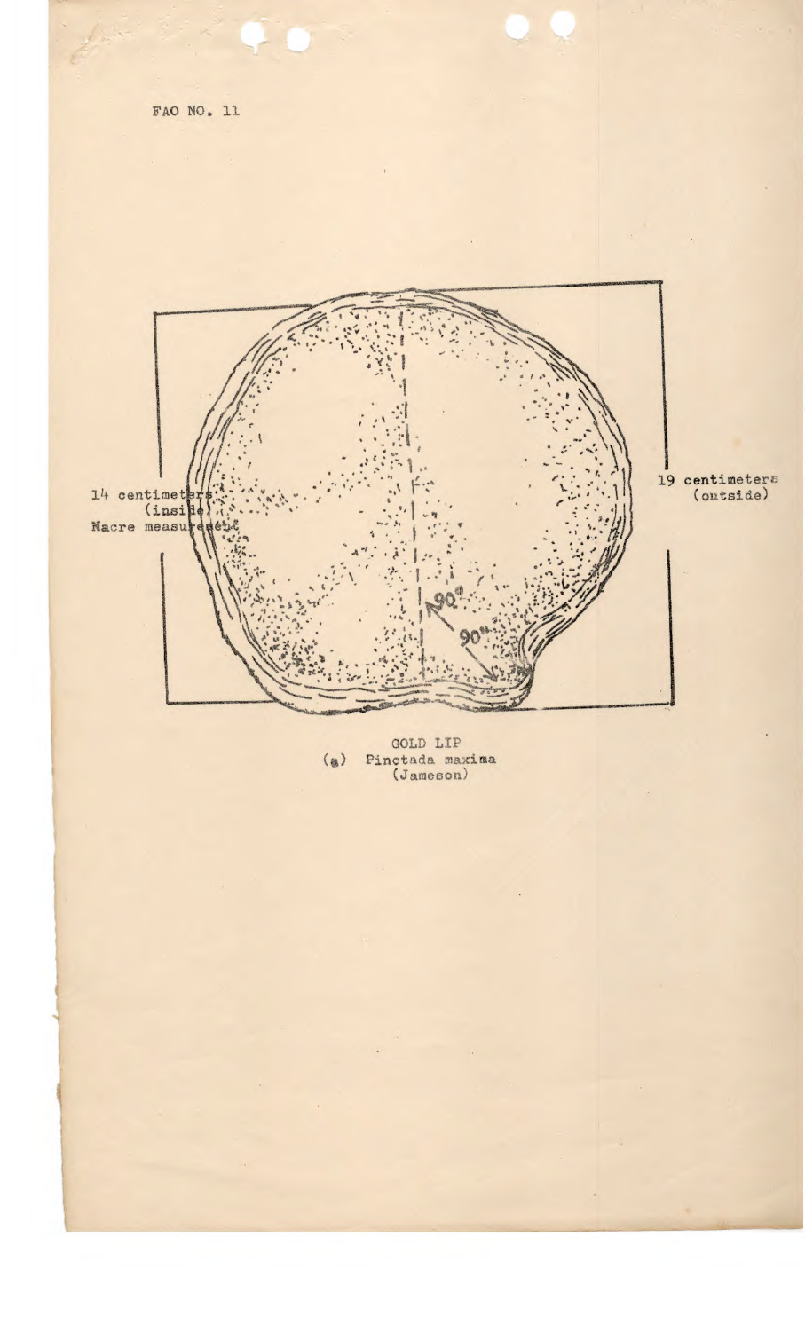FAO NO. 11

14 centimeters (inside) Nacre measurement

19 centimeters (outside)

90°

90°

GOLD LIP
(a) Pinctada maxima
(Jameson)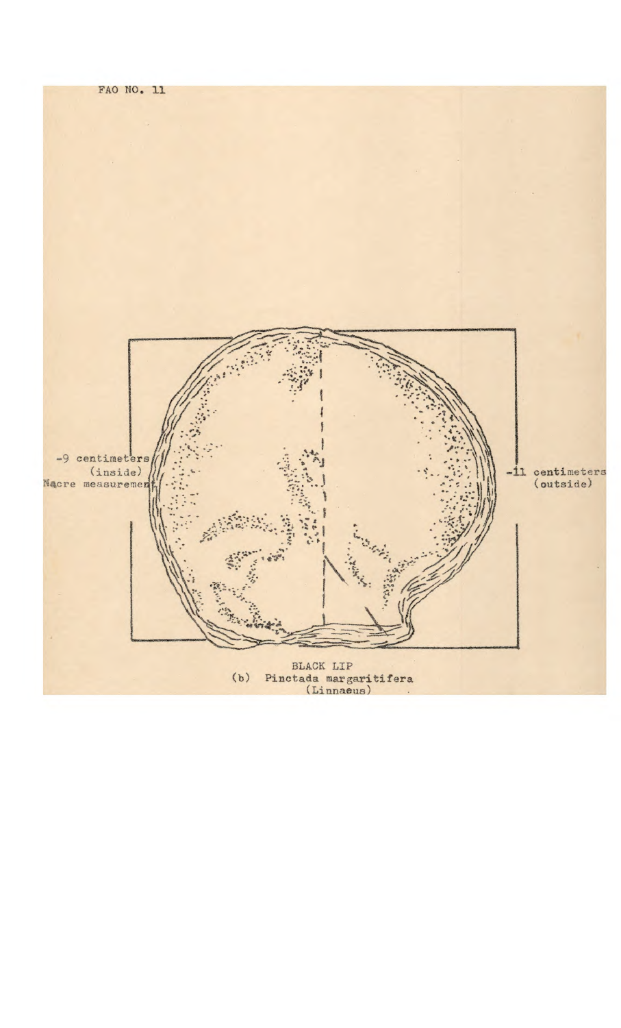FAO NO. 11

-9 centimeters
(inside)
Nacre measurement

-11 centimeters
(outside)

BLACK LIP
(b) *Pinctada margaritifera*
(Linnaeus)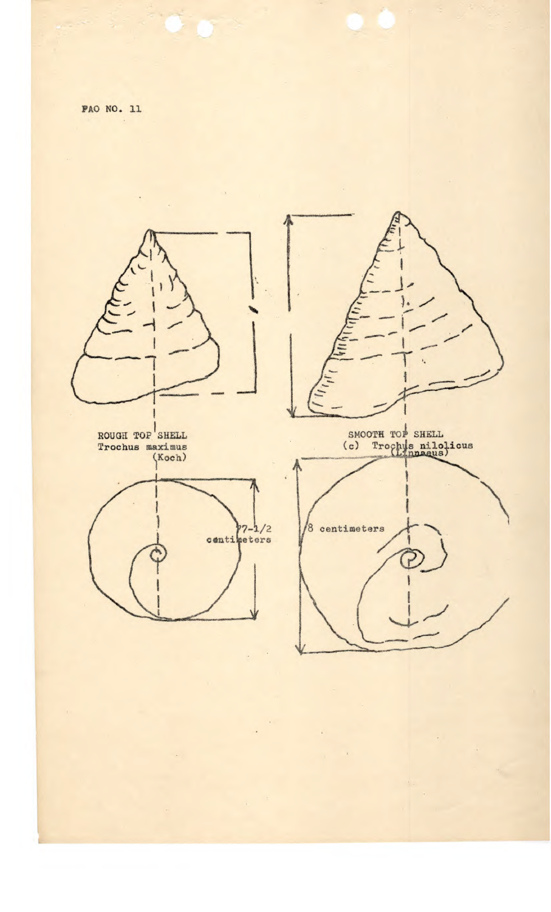FAO NO. 11

ROUGH TOP SHELL
Trochus maximus
(Koch)

SMOOTH TOP SHELL
(c) Trochus nilolicus
(Linnaeus)

7-1/2
centimeters

8 centimeters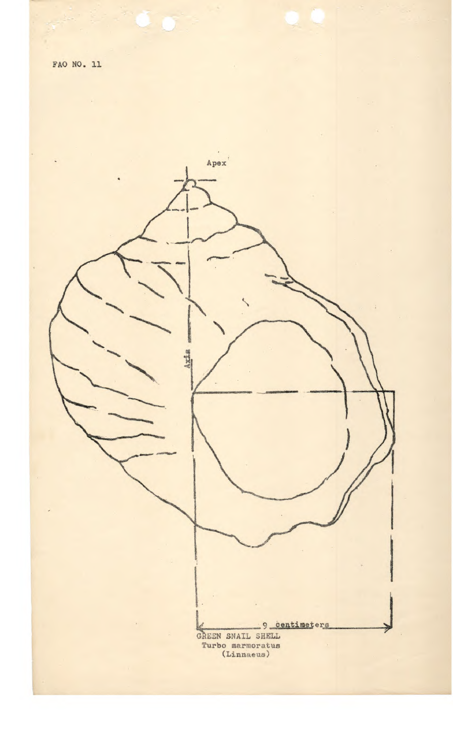FAO NO. 11

Apex

Axis

9 centimeters

GREEN SNAIL SHELL
Turbo marmoratus
(Linnaeus)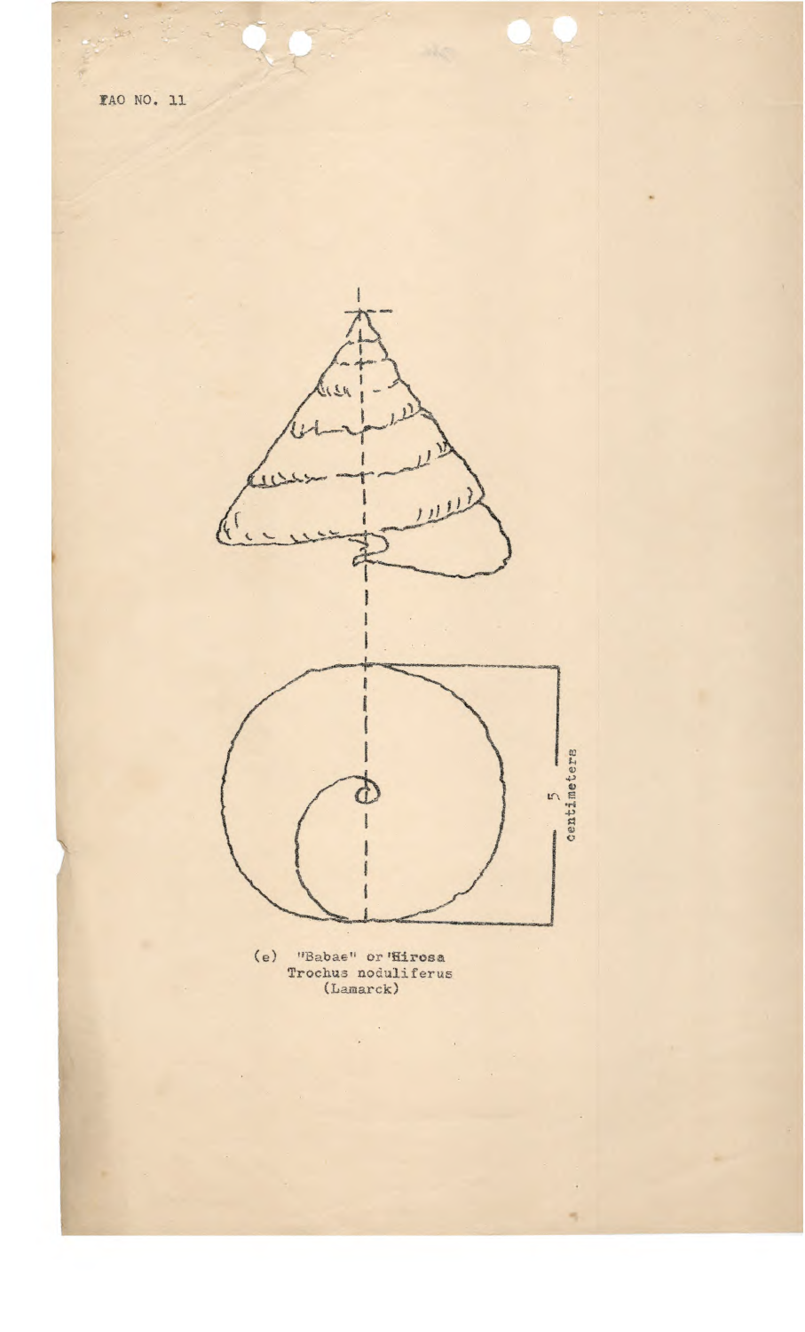FAO NO. 11

5 centimeters

(e) "Babae" or 'Hirosa
Trochus noduliferus
(Lamarck)